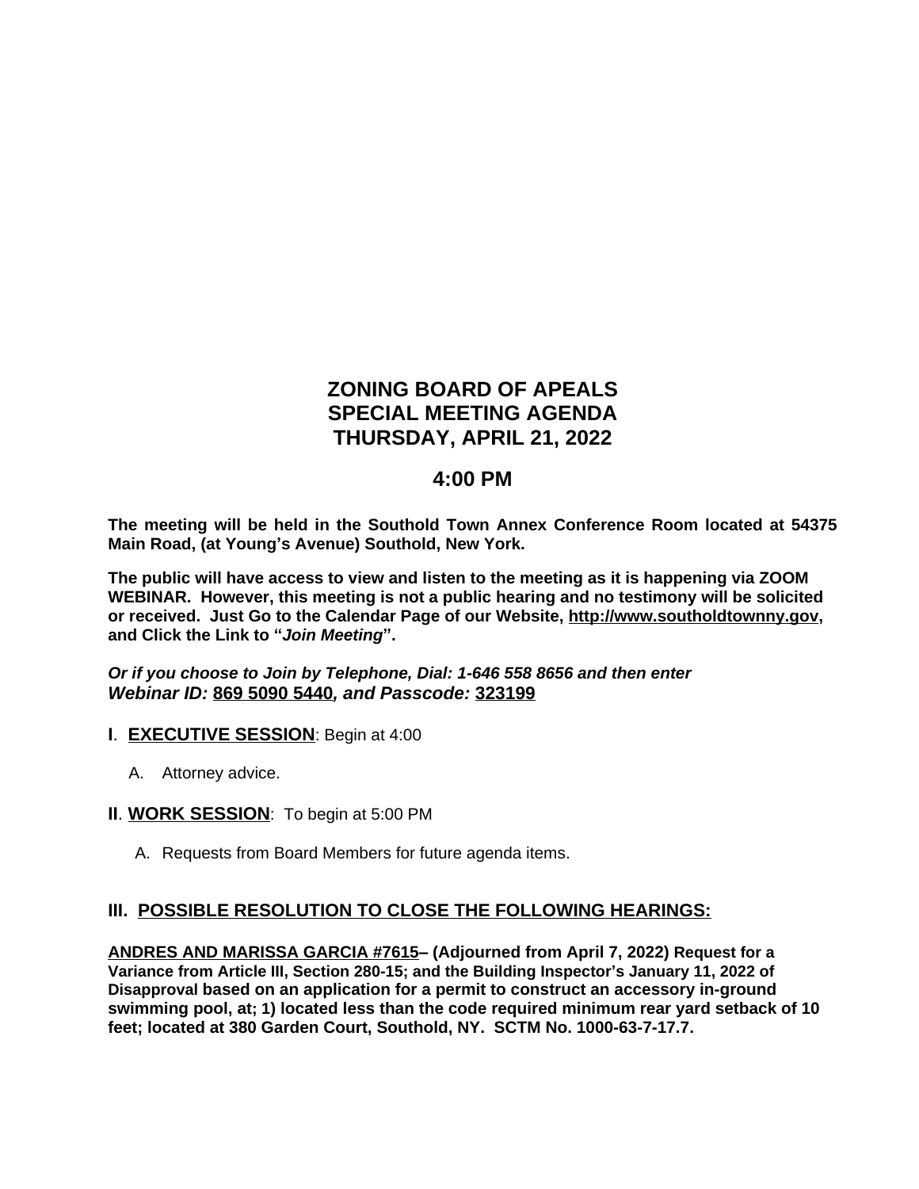# ZONING BOARD OF APEALS
# SPECIAL MEETING AGENDA
# THURSDAY, APRIL 21, 2022

## 4:00 PM

**The meeting will be held in the Southold Town Annex Conference Room located at 54375 Main Road, (at Young's Avenue) Southold, New York.**

**The public will have access to view and listen to the meeting as it is happening via ZOOM WEBINAR. However, this meeting is not a public hearing and no testimony will be solicited or received. Just Go to the Calendar Page of our Website, http://www.southoldtownny.gov, and Click the Link to "*Join Meeting*".**

***Or if you choose to Join by Telephone, Dial: 1-646 558 8656 and then enter Webinar ID: 869 5090 5440, and Passcode: 323199***

**I**. **EXECUTIVE SESSION**: Begin at 4:00

A. Attorney advice.

**II**. **WORK SESSION**: To begin at 5:00 PM

A. Requests from Board Members for future agenda items.

**III. POSSIBLE RESOLUTION TO CLOSE THE FOLLOWING HEARINGS:**

**ANDRES AND MARISSA GARCIA #7615– (Adjourned from April 7, 2022) Request for a Variance from Article III, Section 280-15; and the Building Inspector's January 11, 2022 of Disapproval based on an application for a permit to construct an accessory in-ground swimming pool, at; 1) located less than the code required minimum rear yard setback of 10 feet; located at 380 Garden Court, Southold, NY. SCTM No. 1000-63-7-17.7.**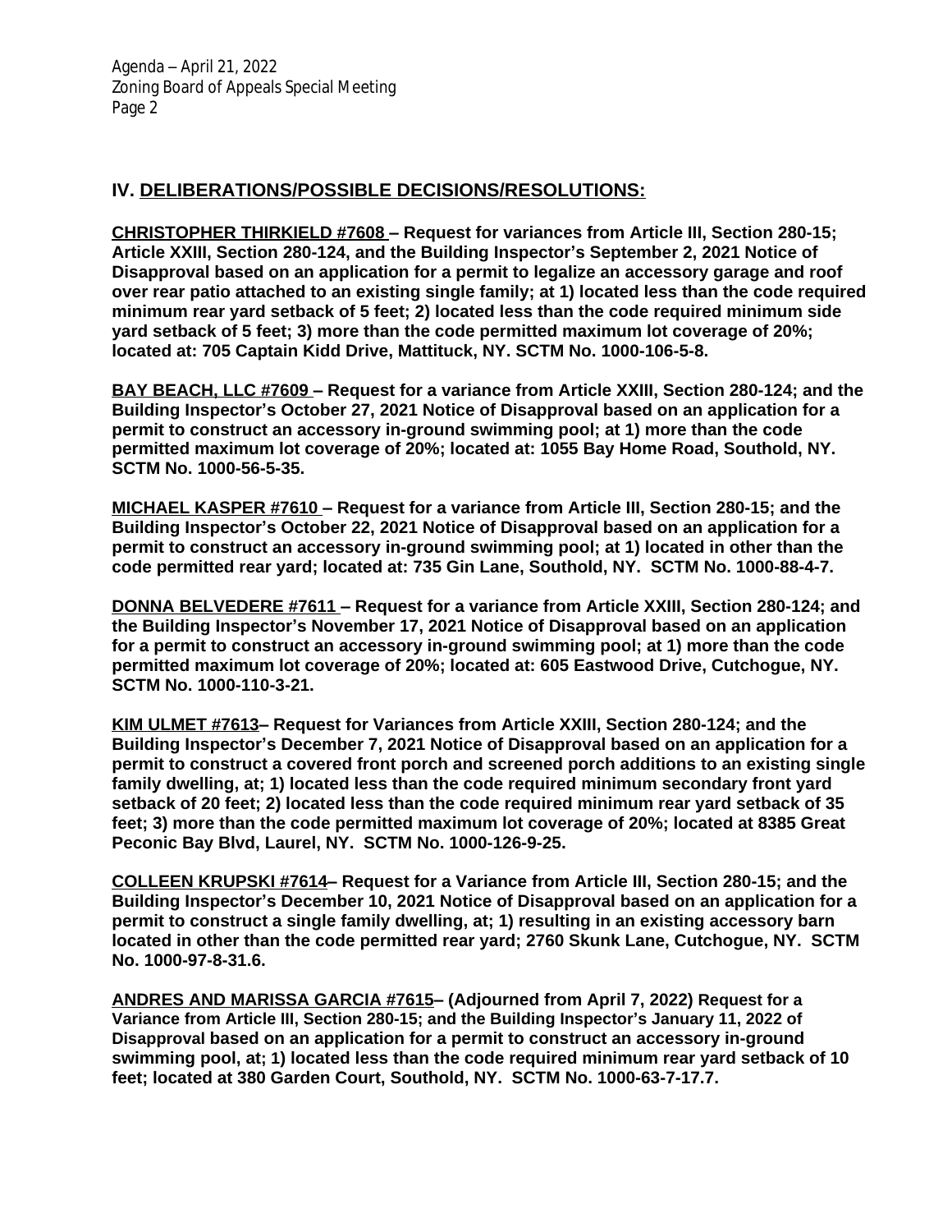## IV. DELIBERATIONS/POSSIBLE DECISIONS/RESOLUTIONS:

**CHRISTOPHER THIRKIELD #7608 – Request for variances from Article III, Section 280-15; Article XXIII, Section 280-124, and the Building Inspector's September 2, 2021 Notice of Disapproval based on an application for a permit to legalize an accessory garage and roof over rear patio attached to an existing single family; at 1) located less than the code required minimum rear yard setback of 5 feet; 2) located less than the code required minimum side yard setback of 5 feet; 3) more than the code permitted maximum lot coverage of 20%; located at: 705 Captain Kidd Drive, Mattituck, NY. SCTM No. 1000-106-5-8.**

**BAY BEACH, LLC #7609 – Request for a variance from Article XXIII, Section 280-124; and the Building Inspector's October 27, 2021 Notice of Disapproval based on an application for a permit to construct an accessory in-ground swimming pool; at 1) more than the code permitted maximum lot coverage of 20%; located at: 1055 Bay Home Road, Southold, NY. SCTM No. 1000-56-5-35.**

**MICHAEL KASPER #7610 – Request for a variance from Article III, Section 280-15; and the Building Inspector's October 22, 2021 Notice of Disapproval based on an application for a permit to construct an accessory in-ground swimming pool; at 1) located in other than the code permitted rear yard; located at: 735 Gin Lane, Southold, NY. SCTM No. 1000-88-4-7.**

**DONNA BELVEDERE #7611 – Request for a variance from Article XXIII, Section 280-124; and the Building Inspector's November 17, 2021 Notice of Disapproval based on an application for a permit to construct an accessory in-ground swimming pool; at 1) more than the code permitted maximum lot coverage of 20%; located at: 605 Eastwood Drive, Cutchogue, NY. SCTM No. 1000-110-3-21.**

**KIM ULMET #7613– Request for Variances from Article XXIII, Section 280-124; and the Building Inspector's December 7, 2021 Notice of Disapproval based on an application for a permit to construct a covered front porch and screened porch additions to an existing single family dwelling, at; 1) located less than the code required minimum secondary front yard setback of 20 feet; 2) located less than the code required minimum rear yard setback of 35 feet; 3) more than the code permitted maximum lot coverage of 20%; located at 8385 Great Peconic Bay Blvd, Laurel, NY. SCTM No. 1000-126-9-25.**

**COLLEEN KRUPSKI #7614– Request for a Variance from Article III, Section 280-15; and the Building Inspector's December 10, 2021 Notice of Disapproval based on an application for a permit to construct a single family dwelling, at; 1) resulting in an existing accessory barn located in other than the code permitted rear yard; 2760 Skunk Lane, Cutchogue, NY. SCTM No. 1000-97-8-31.6.**

**ANDRES AND MARISSA GARCIA #7615– (Adjourned from April 7, 2022) Request for a Variance from Article III, Section 280-15; and the Building Inspector's January 11, 2022 of Disapproval based on an application for a permit to construct an accessory in-ground swimming pool, at; 1) located less than the code required minimum rear yard setback of 10 feet; located at 380 Garden Court, Southold, NY. SCTM No. 1000-63-7-17.7.**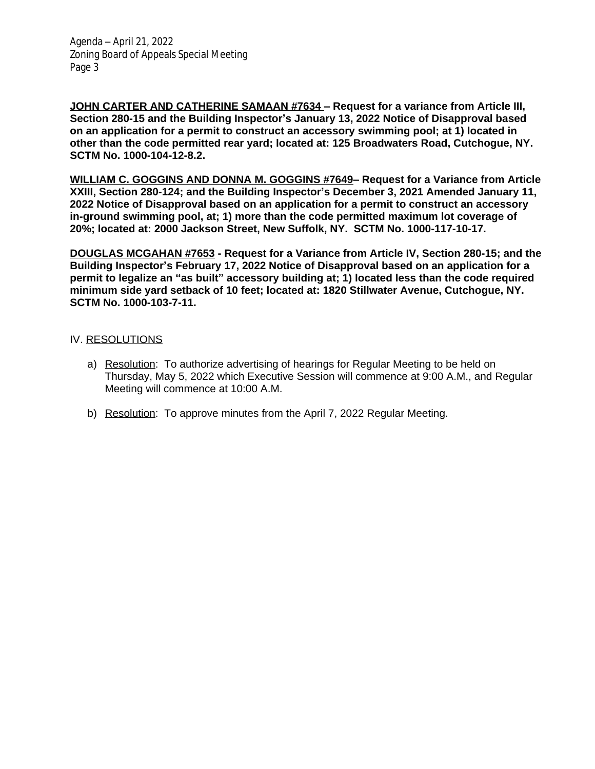**<u>JOHN CARTER AND CATHERINE SAMAAN #7634</u> – Request for a variance from Article III, Section 280-15 and the Building Inspector's January 13, 2022 Notice of Disapproval based on an application for a permit to construct an accessory swimming pool; at 1) located in other than the code permitted rear yard; located at: 125 Broadwaters Road, Cutchogue, NY. SCTM No. 1000-104-12-8.2.**

**<u>WILLIAM C. GOGGINS AND DONNA M. GOGGINS #7649</u>– Request for a Variance from Article XXIII, Section 280-124; and the Building Inspector's December 3, 2021 Amended January 11, 2022 Notice of Disapproval based on an application for a permit to construct an accessory in-ground swimming pool, at; 1) more than the code permitted maximum lot coverage of 20%; located at: 2000 Jackson Street, New Suffolk, NY. SCTM No. 1000-117-10-17.**

**<u>DOUGLAS MCGAHAN #7653</u> - Request for a Variance from Article IV, Section 280-15; and the Building Inspector's February 17, 2022 Notice of Disapproval based on an application for a permit to legalize an "as built" accessory building at; 1) located less than the code required minimum side yard setback of 10 feet; located at: 1820 Stillwater Avenue, Cutchogue, NY. SCTM No. 1000-103-7-11.**

## IV. <u>RESOLUTIONS</u>

a) <u>Resolution</u>: To authorize advertising of hearings for Regular Meeting to be held on Thursday, May 5, 2022 which Executive Session will commence at 9:00 A.M., and Regular Meeting will commence at 10:00 A.M.

b) <u>Resolution</u>: To approve minutes from the April 7, 2022 Regular Meeting.